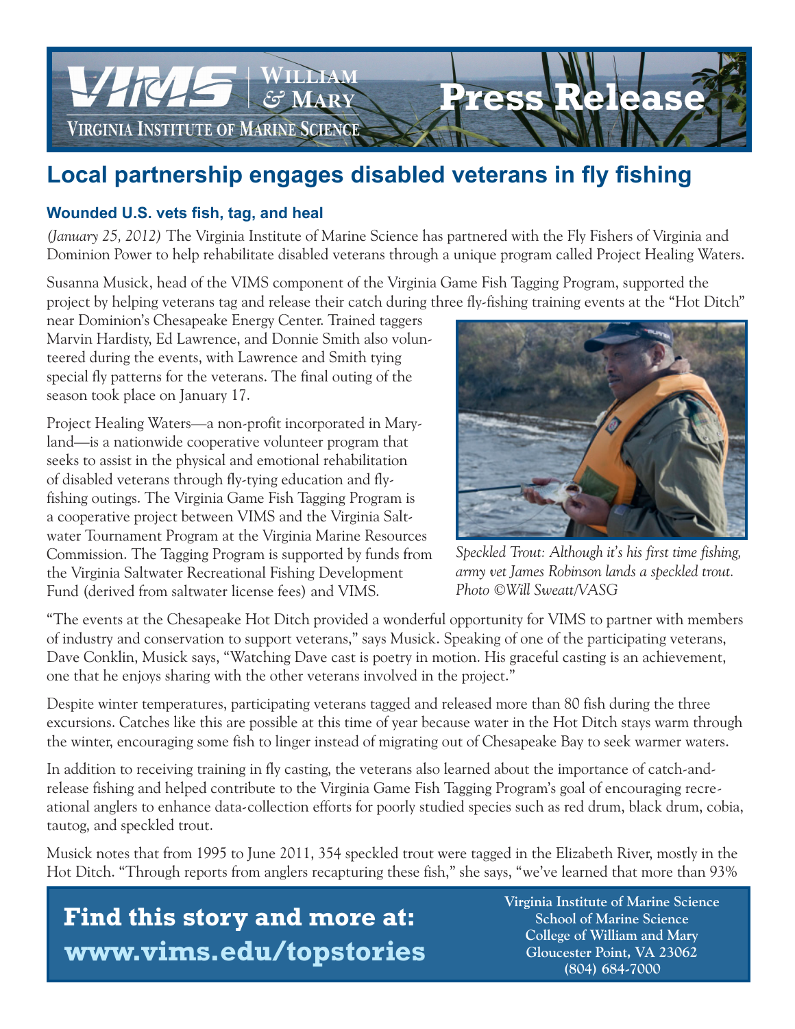# Local partnership engages disabled veterans in fly fishing

### Wounded U.S. vets fish, tag, and heal

*(January 25, 2012)* The Virginia Institute of Marine Science has partnered with the Fly Fishers of Virginia and Dominion Power to help rehabilitate disabled veterans through a unique program called Project Healing Waters.

Susanna Musick, head of the VIMS component of the Virginia Game Fish Tagging Program, supported the project by helping veterans tag and release their catch during three fly-fishing training events at the "Hot Ditch" near Dominion's Chesapeake Energy Center. Trained taggers Marvin Hardisty, Ed Lawrence, and Donnie Smith also volunteered during the events, with Lawrence and Smith tying special fly patterns for the veterans. The final outing of the season took place on January 17.

Project Healing Waters—a non-profit incorporated in Maryland—is a nationwide cooperative volunteer program that seeks to assist in the physical and emotional rehabilitation of disabled veterans through fly-tying education and fly-fishing outings. The Virginia Game Fish Tagging Program is a cooperative project between VIMS and the Virginia Saltwater Tournament Program at the Virginia Marine Resources Commission. The Tagging Program is supported by funds from the Virginia Saltwater Recreational Fishing Development Fund (derived from saltwater license fees) and VIMS.

*Speckled Trout: Although it's his first time fishing, army vet James Robinson lands a speckled trout. Photo ©Will Sweatt/VASG*

"The events at the Chesapeake Hot Ditch provided a wonderful opportunity for VIMS to partner with members of industry and conservation to support veterans," says Musick. Speaking of one of the participating veterans, Dave Conklin, Musick says, "Watching Dave cast is poetry in motion. His graceful casting is an achievement, one that he enjoys sharing with the other veterans involved in the project."

Despite winter temperatures, participating veterans tagged and released more than 80 fish during the three excursions. Catches like this are possible at this time of year because water in the Hot Ditch stays warm through the winter, encouraging some fish to linger instead of migrating out of Chesapeake Bay to seek warmer waters.

In addition to receiving training in fly casting, the veterans also learned about the importance of catch-and-release fishing and helped contribute to the Virginia Game Fish Tagging Program's goal of encouraging recreational anglers to enhance data-collection efforts for poorly studied species such as red drum, black drum, cobia, tautog, and speckled trout.

Musick notes that from 1995 to June 2011, 354 speckled trout were tagged in the Elizabeth River, mostly in the Hot Ditch. "Through reports from anglers recapturing these fish," she says, "we've learned that more than 93%

**Find this story and more at: www.vims.edu/topstories**

**Virginia Institute of Marine Science**
**School of Marine Science**
**College of William and Mary**
**Gloucester Point, VA 23062**
**(804) 684-7000**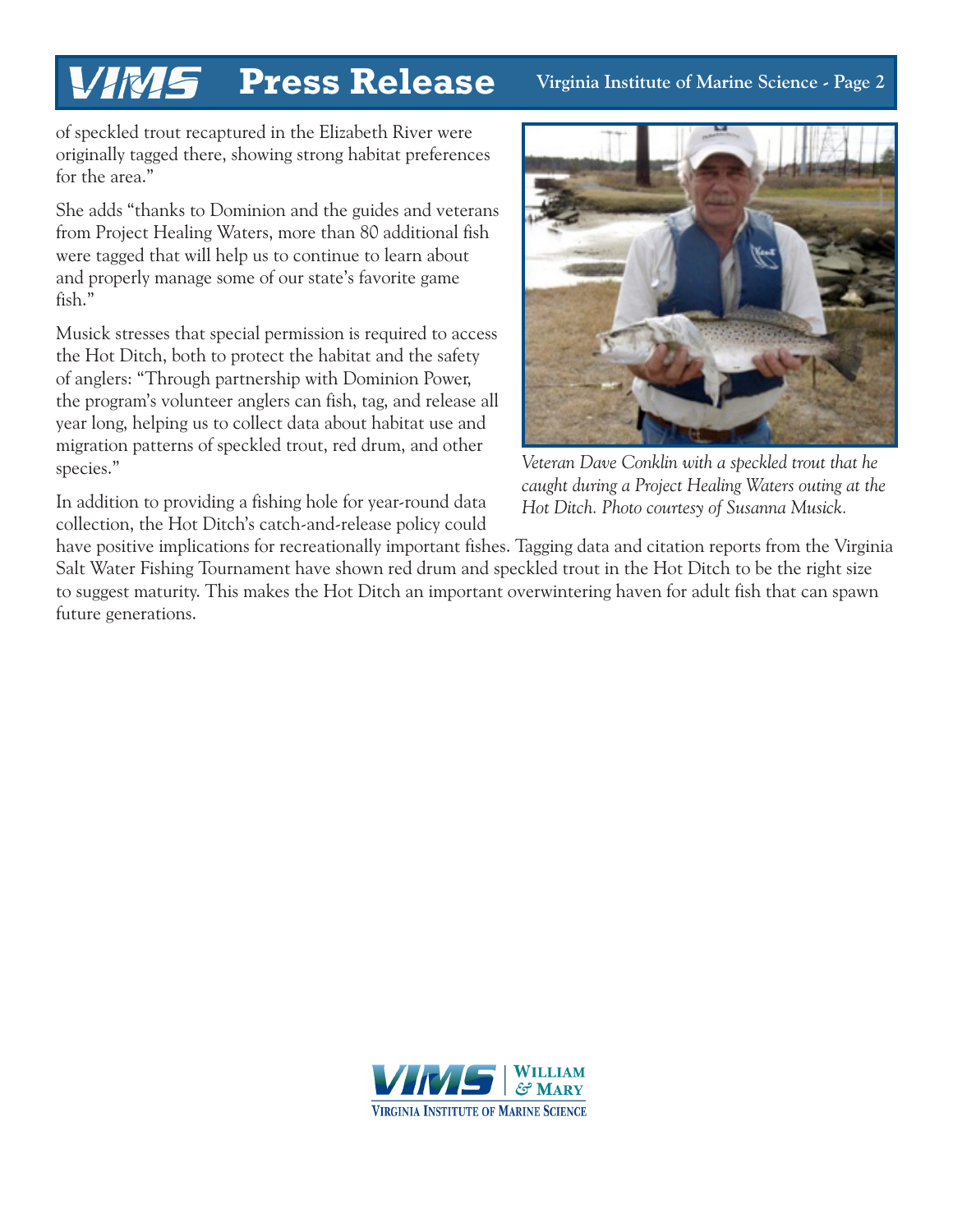of speckled trout recaptured in the Elizabeth River were originally tagged there, showing strong habitat preferences for the area."

She adds "thanks to Dominion and the guides and veterans from Project Healing Waters, more than 80 additional fish were tagged that will help us to continue to learn about and properly manage some of our state's favorite game fish."

Musick stresses that special permission is required to access the Hot Ditch, both to protect the habitat and the safety of anglers: "Through partnership with Dominion Power, the program's volunteer anglers can fish, tag, and release all year long, helping us to collect data about habitat use and migration patterns of speckled trout, red drum, and other species."

*Veteran Dave Conklin with a speckled trout that he caught during a Project Healing Waters outing at the Hot Ditch. Photo courtesy of Susanna Musick.*

In addition to providing a fishing hole for year-round data collection, the Hot Ditch's catch-and-release policy could have positive implications for recreationally important fishes. Tagging data and citation reports from the Virginia Salt Water Fishing Tournament have shown red drum and speckled trout in the Hot Ditch to be the right size to suggest maturity. This makes the Hot Ditch an important overwintering haven for adult fish that can spawn future generations.